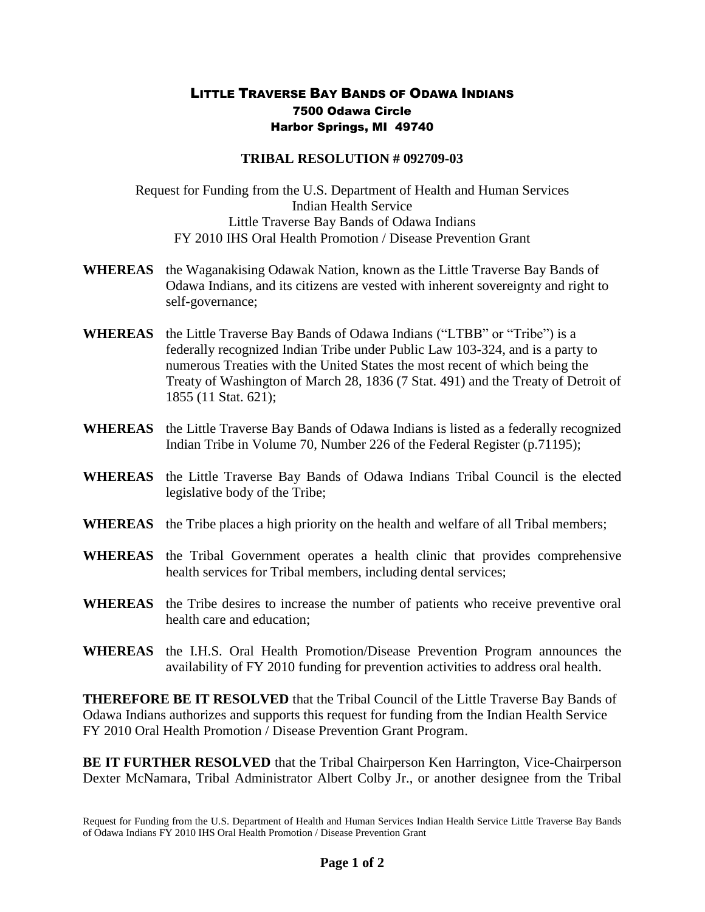# LITTLE TRAVERSE BAY BANDS OF ODAWA INDIANS
7500 Odawa Circle
Harbor Springs, MI 49740

## TRIBAL RESOLUTION # 092709-03

Request for Funding from the U.S. Department of Health and Human Services
Indian Health Service
Little Traverse Bay Bands of Odawa Indians
FY 2010 IHS Oral Health Promotion / Disease Prevention Grant

**WHEREAS** the Waganakising Odawak Nation, known as the Little Traverse Bay Bands of Odawa Indians, and its citizens are vested with inherent sovereignty and right to self-governance;

**WHEREAS** the Little Traverse Bay Bands of Odawa Indians ("LTBB" or "Tribe") is a federally recognized Indian Tribe under Public Law 103-324, and is a party to numerous Treaties with the United States the most recent of which being the Treaty of Washington of March 28, 1836 (7 Stat. 491) and the Treaty of Detroit of 1855 (11 Stat. 621);

**WHEREAS** the Little Traverse Bay Bands of Odawa Indians is listed as a federally recognized Indian Tribe in Volume 70, Number 226 of the Federal Register (p.71195);

**WHEREAS** the Little Traverse Bay Bands of Odawa Indians Tribal Council is the elected legislative body of the Tribe;

**WHEREAS** the Tribe places a high priority on the health and welfare of all Tribal members;

**WHEREAS** the Tribal Government operates a health clinic that provides comprehensive health services for Tribal members, including dental services;

**WHEREAS** the Tribe desires to increase the number of patients who receive preventive oral health care and education;

**WHEREAS** the I.H.S. Oral Health Promotion/Disease Prevention Program announces the availability of FY 2010 funding for prevention activities to address oral health.

**THEREFORE BE IT RESOLVED** that the Tribal Council of the Little Traverse Bay Bands of Odawa Indians authorizes and supports this request for funding from the Indian Health Service FY 2010 Oral Health Promotion / Disease Prevention Grant Program.

**BE IT FURTHER RESOLVED** that the Tribal Chairperson Ken Harrington, Vice-Chairperson Dexter McNamara, Tribal Administrator Albert Colby Jr., or another designee from the Tribal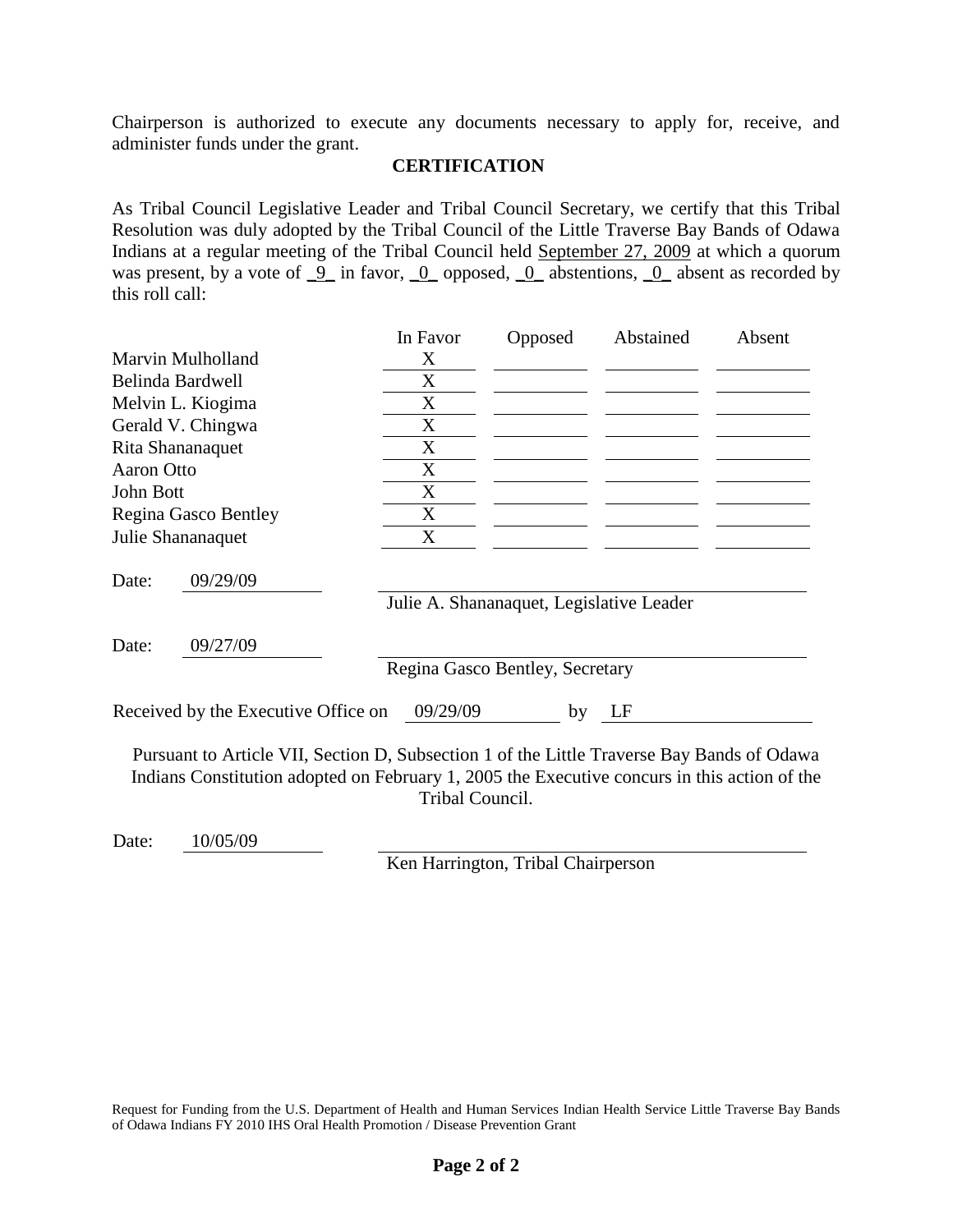Chairperson is authorized to execute any documents necessary to apply for, receive, and administer funds under the grant.

**CERTIFICATION**

As Tribal Council Legislative Leader and Tribal Council Secretary, we certify that this Tribal Resolution was duly adopted by the Tribal Council of the Little Traverse Bay Bands of Odawa Indians at a regular meeting of the Tribal Council held September 27, 2009 at which a quorum was present, by a vote of 9 in favor, 0 opposed, 0 abstentions, 0 absent as recorded by this roll call:

| | In Favor | Opposed | Abstained | Absent |
|---|---|---|---|---|
| Marvin Mulholland | X | | | |
| Belinda Bardwell | X | | | |
| Melvin L. Kiogima | X | | | |
| Gerald V. Chingwa | X | | | |
| Rita Shananaquet | X | | | |
| Aaron Otto | X | | | |
| John Bott | X | | | |
| Regina Gasco Bentley | X | | | |
| Julie Shananaquet | X | | | |

Date: 09/29/09

Julie A. Shananaquet, Legislative Leader

Date: 09/27/09

Regina Gasco Bentley, Secretary

Received by the Executive Office on 09/29/09 by LF

Pursuant to Article VII, Section D, Subsection 1 of the Little Traverse Bay Bands of Odawa Indians Constitution adopted on February 1, 2005 the Executive concurs in this action of the Tribal Council.

Date: 10/05/09

Ken Harrington, Tribal Chairperson

Request for Funding from the U.S. Department of Health and Human Services Indian Health Service Little Traverse Bay Bands of Odawa Indians FY 2010 IHS Oral Health Promotion / Disease Prevention Grant